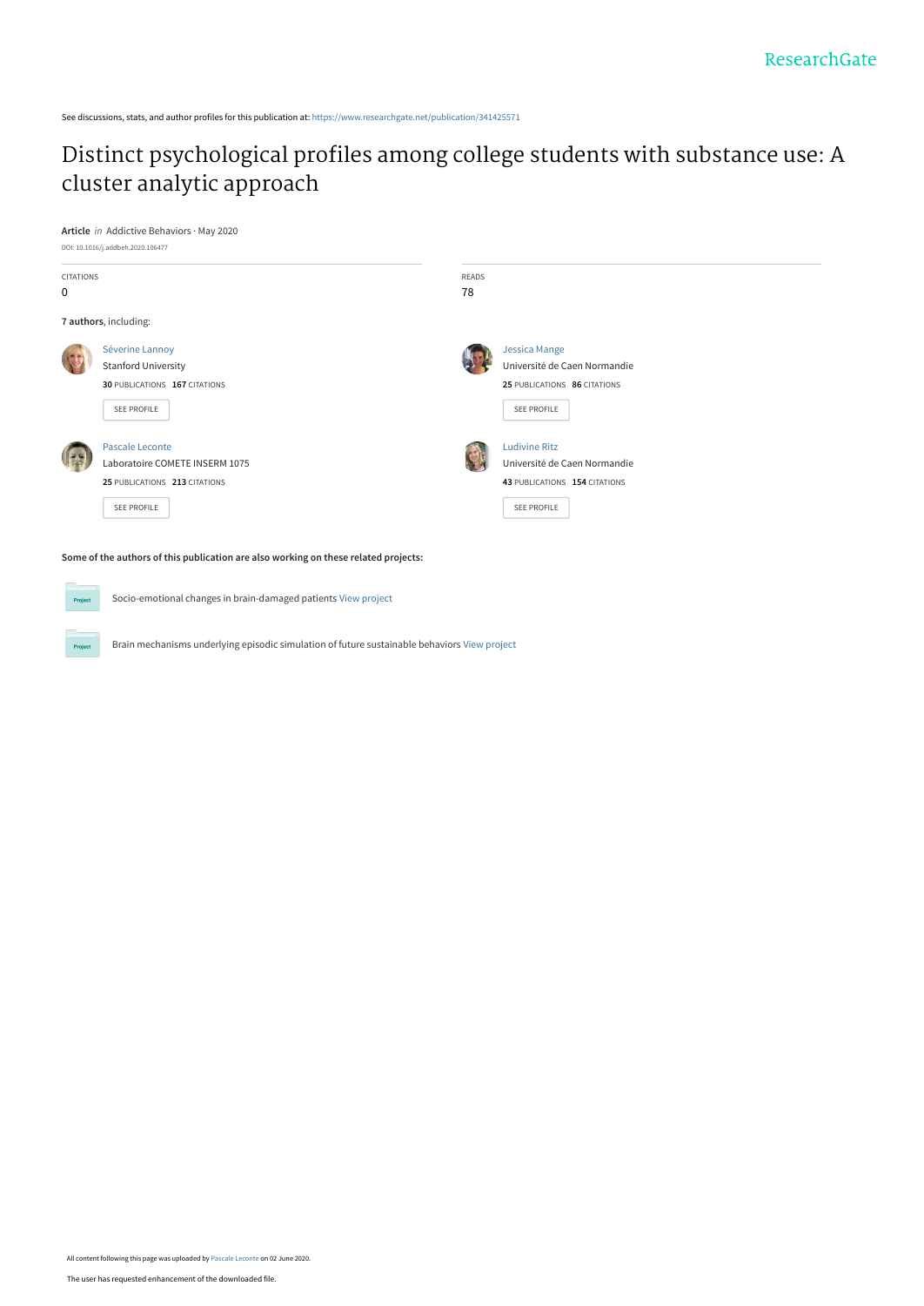See discussions, stats, and author profiles for this publication at: https://www.researchgate.net/publication/341425571

# Distinct psychological profiles among college students with substance use: A cluster analytic approach

**Article** *in* Addictive Behaviors · May 2020

DOI: 10.1016/j.addbeh.2020.106477

| CITATIONS | READS |
|---|---|
| 0 | 78 |

**7 authors**, including:

Séverine Lannoy
Stanford University
**30** PUBLICATIONS **167** CITATIONS
SEE PROFILE

Jessica Mange
Université de Caen Normandie
**25** PUBLICATIONS **86** CITATIONS
SEE PROFILE

Pascale Leconte
Laboratoire COMETE INSERM 1075
**25** PUBLICATIONS **213** CITATIONS
SEE PROFILE

Ludivine Ritz
Université de Caen Normandie
**43** PUBLICATIONS **154** CITATIONS
SEE PROFILE

**Some of the authors of this publication are also working on these related projects:**

Socio-emotional changes in brain-damaged patients View project

Brain mechanisms underlying episodic simulation of future sustainable behaviors View project

All content following this page was uploaded by Pascale Leconte on 02 June 2020.

The user has requested enhancement of the downloaded file.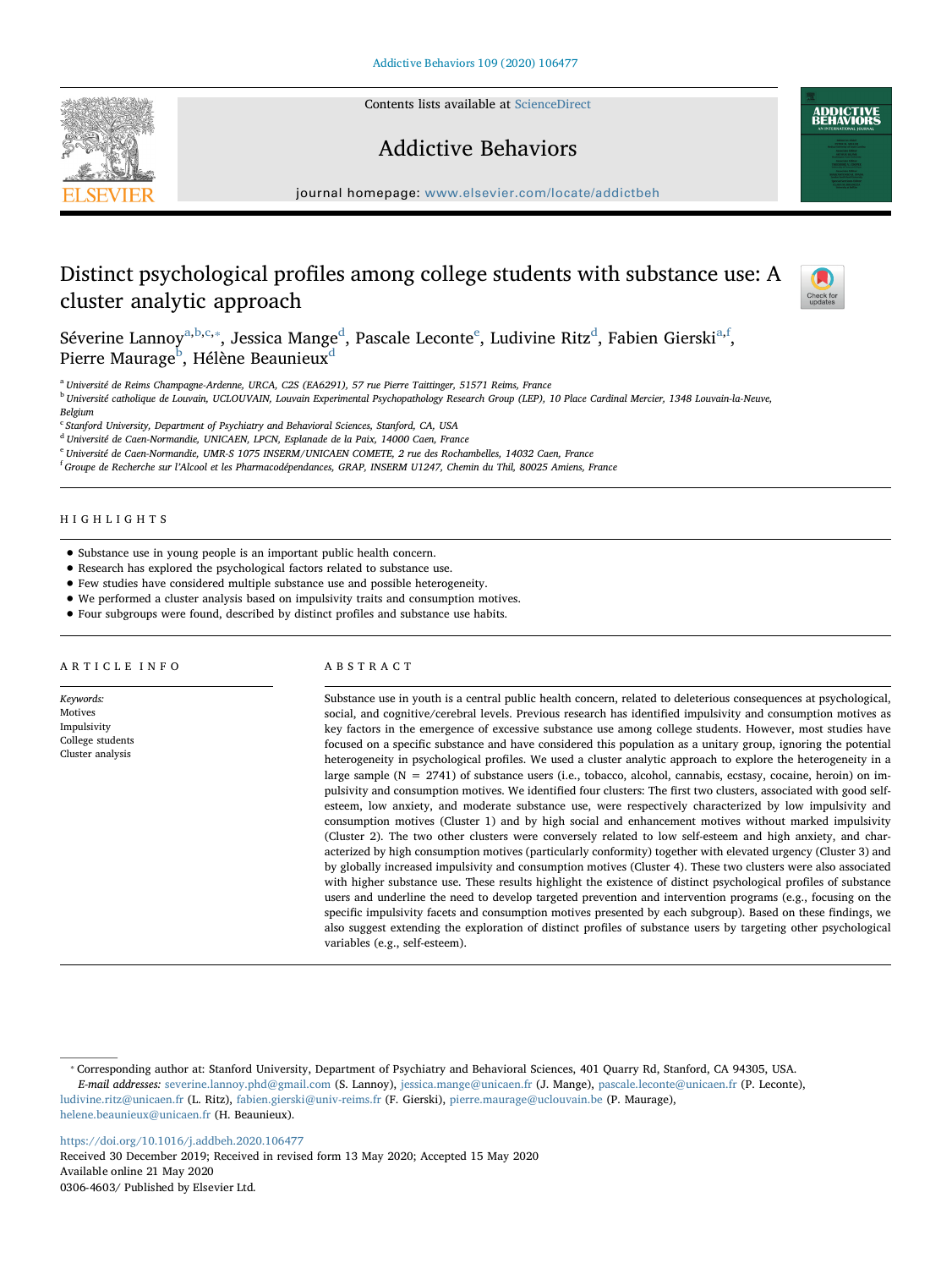# Distinct psychological profiles among college students with substance use: A cluster analytic approach

Séverine Lannoy[a,b,c,*], Jessica Mange[d], Pascale Leconte[e], Ludivine Ritz[d], Fabien Gierski[a,f], Pierre Maurage[b], Hélène Beaunieux[d]

[a] Université de Reims Champagne-Ardenne, URCA, C2S (EA6291), 57 rue Pierre Taittinger, 51571 Reims, France

[b] Université catholique de Louvain, UCLOUVAIN, Louvain Experimental Psychopathology Research Group (LEP), 10 Place Cardinal Mercier, 1348 Louvain-la-Neuve, Belgium

[c] Stanford University, Department of Psychiatry and Behavioral Sciences, Stanford, CA, USA

[d] Université de Caen-Normandie, UNICAEN, LPCN, Esplanade de la Paix, 14000 Caen, France

[e] Université de Caen-Normandie, UMR-S 1075 INSERM/UNICAEN COMETE, 2 rue des Rochambelles, 14032 Caen, France

[f] Groupe de Recherche sur l'Alcool et les Pharmacodépendances, GRAP, INSERM U1247, Chemin du Thil, 80025 Amiens, France

## HIGHLIGHTS

- Substance use in young people is an important public health concern.
- Research has explored the psychological factors related to substance use.
- Few studies have considered multiple substance use and possible heterogeneity.
- We performed a cluster analysis based on impulsivity traits and consumption motives.
- Four subgroups were found, described by distinct profiles and substance use habits.

## ARTICLE INFO

*Keywords:*
Motives
Impulsivity
College students
Cluster analysis

## ABSTRACT

Substance use in youth is a central public health concern, related to deleterious consequences at psychological, social, and cognitive/cerebral levels. Previous research has identified impulsivity and consumption motives as key factors in the emergence of excessive substance use among college students. However, most studies have focused on a specific substance and have considered this population as a unitary group, ignoring the potential heterogeneity in psychological profiles. We used a cluster analytic approach to explore the heterogeneity in a large sample (N = 2741) of substance users (i.e., tobacco, alcohol, cannabis, ecstasy, cocaine, heroin) on impulsivity and consumption motives. We identified four clusters: The first two clusters, associated with good self-esteem, low anxiety, and moderate substance use, were respectively characterized by low impulsivity and consumption motives (Cluster 1) and by high social and enhancement motives without marked impulsivity (Cluster 2). The two other clusters were conversely related to low self-esteem and high anxiety, and characterized by high consumption motives (particularly conformity) together with elevated urgency (Cluster 3) and by globally increased impulsivity and consumption motives (Cluster 4). These two clusters were also associated with higher substance use. These results highlight the existence of distinct psychological profiles of substance users and underline the need to develop targeted prevention and intervention programs (e.g., focusing on the specific impulsivity facets and consumption motives presented by each subgroup). Based on these findings, we also suggest extending the exploration of distinct profiles of substance users by targeting other psychological variables (e.g., self-esteem).

---

* Corresponding author at: Stanford University, Department of Psychiatry and Behavioral Sciences, 401 Quarry Rd, Stanford, CA 94305, USA.
*E-mail addresses:* severine.lannoy.phd@gmail.com (S. Lannoy), jessica.mange@unicaen.fr (J. Mange), pascale.leconte@unicaen.fr (P. Leconte), ludivine.ritz@unicaen.fr (L. Ritz), fabien.gierski@univ-reims.fr (F. Gierski), pierre.maurage@uclouvain.be (P. Maurage), helene.beaunieux@unicaen.fr (H. Beaunieux).

https://doi.org/10.1016/j.addbeh.2020.106477
Received 30 December 2019; Received in revised form 13 May 2020; Accepted 15 May 2020
Available online 21 May 2020
0306-4603/ Published by Elsevier Ltd.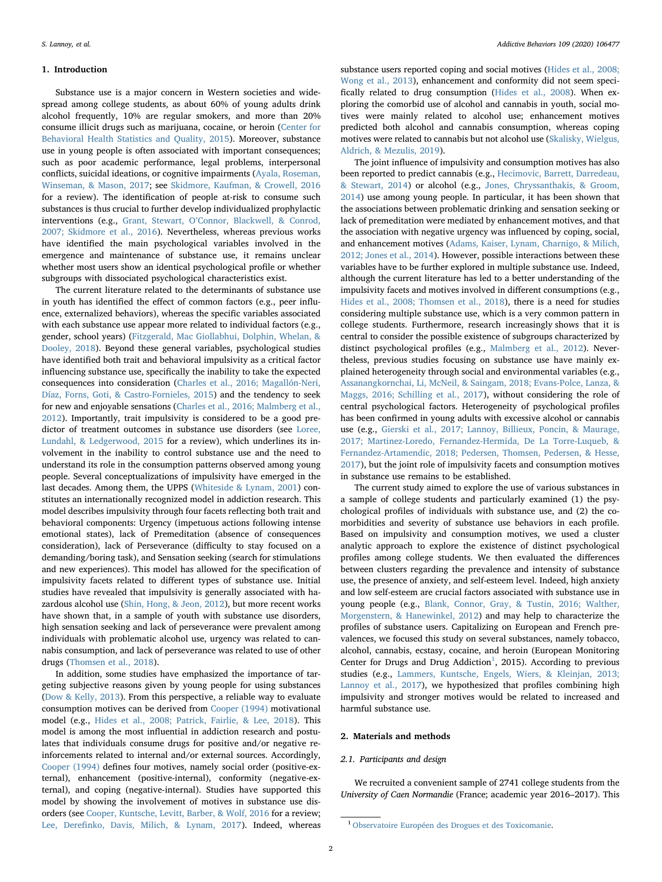## 1. Introduction

Substance use is a major concern in Western societies and widespread among college students, as about 60% of young adults drink alcohol frequently, 10% are regular smokers, and more than 20% consume illicit drugs such as marijuana, cocaine, or heroin (Center for Behavioral Health Statistics and Quality, 2015). Moreover, substance use in young people is often associated with important consequences; such as poor academic performance, legal problems, interpersonal conflicts, suicidal ideations, or cognitive impairments (Ayala, Roseman, Winseman, & Mason, 2017; see Skidmore, Kaufman, & Crowell, 2016 for a review). The identification of people at-risk to consume such substances is thus crucial to further develop individualized prophylactic interventions (e.g., Grant, Stewart, O'Connor, Blackwell, & Conrod, 2007; Skidmore et al., 2016). Nevertheless, whereas previous works have identified the main psychological variables involved in the emergence and maintenance of substance use, it remains unclear whether most users show an identical psychological profile or whether subgroups with dissociated psychological characteristics exist.

The current literature related to the determinants of substance use in youth has identified the effect of common factors (e.g., peer influence, externalized behaviors), whereas the specific variables associated with each substance use appear more related to individual factors (e.g., gender, school years) (Fitzgerald, Mac Giollabhui, Dolphin, Whelan, & Dooley, 2018). Beyond these general variables, psychological studies have identified both trait and behavioral impulsivity as a critical factor influencing substance use, specifically the inability to take the expected consequences into consideration (Charles et al., 2016; Magallón-Neri, Díaz, Forns, Goti, & Castro-Fornieles, 2015) and the tendency to seek for new and enjoyable sensations (Charles et al., 2016; Malmberg et al., 2012). Importantly, trait impulsivity is considered to be a good predictor of treatment outcomes in substance use disorders (see Loree, Lundahl, & Ledgerwood, 2015 for a review), which underlines its involvement in the inability to control substance use and the need to understand its role in the consumption patterns observed among young people. Several conceptualizations of impulsivity have emerged in the last decades. Among them, the UPPS (Whiteside & Lynam, 2001) constitutes an internationally recognized model in addiction research. This model describes impulsivity through four facets reflecting both trait and behavioral components: Urgency (impetuous actions following intense emotional states), lack of Premeditation (absence of consequences consideration), lack of Perseverance (difficulty to stay focused on a demanding/boring task), and Sensation seeking (search for stimulations and new experiences). This model has allowed for the specification of impulsivity facets related to different types of substance use. Initial studies have revealed that impulsivity is generally associated with hazardous alcohol use (Shin, Hong, & Jeon, 2012), but more recent works have shown that, in a sample of youth with substance use disorders, high sensation seeking and lack of perseverance were prevalent among individuals with problematic alcohol use, urgency was related to cannabis consumption, and lack of perseverance was related to use of other drugs (Thomsen et al., 2018).

In addition, some studies have emphasized the importance of targeting subjective reasons given by young people for using substances (Dow & Kelly, 2013). From this perspective, a reliable way to evaluate consumption motives can be derived from Cooper (1994) motivational model (e.g., Hides et al., 2008; Patrick, Fairlie, & Lee, 2018). This model is among the most influential in addiction research and postulates that individuals consume drugs for positive and/or negative reinforcements related to internal and/or external sources. Accordingly, Cooper (1994) defines four motives, namely social order (positive-external), enhancement (positive-internal), conformity (negative-external), and coping (negative-internal). Studies have supported this model by showing the involvement of motives in substance use disorders (see Cooper, Kuntsche, Levitt, Barber, & Wolf, 2016 for a review; Lee, Derefinko, Davis, Milich, & Lynam, 2017). Indeed, whereas substance users reported coping and social motives (Hides et al., 2008; Wong et al., 2013), enhancement and conformity did not seem specifically related to drug consumption (Hides et al., 2008). When exploring the comorbid use of alcohol and cannabis in youth, social motives were mainly related to alcohol use; enhancement motives predicted both alcohol and cannabis consumption, whereas coping motives were related to cannabis but not alcohol use (Skalisky, Wielgus, Aldrich, & Mezulis, 2019).

The joint influence of impulsivity and consumption motives has also been reported to predict cannabis (e.g., Hecimovic, Barrett, Darredeau, & Stewart, 2014) or alcohol (e.g., Jones, Chryssanthakis, & Groom, 2014) use among young people. In particular, it has been shown that the associations between problematic drinking and sensation seeking or lack of premeditation were mediated by enhancement motives, and that the association with negative urgency was influenced by coping, social, and enhancement motives (Adams, Kaiser, Lynam, Charnigo, & Milich, 2012; Jones et al., 2014). However, possible interactions between these variables have to be further explored in multiple substance use. Indeed, although the current literature has led to a better understanding of the impulsivity facets and motives involved in different consumptions (e.g., Hides et al., 2008; Thomsen et al., 2018), there is a need for studies considering multiple substance use, which is a very common pattern in college students. Furthermore, research increasingly shows that it is central to consider the possible existence of subgroups characterized by distinct psychological profiles (e.g., Malmberg et al., 2012). Nevertheless, previous studies focusing on substance use have mainly explained heterogeneity through social and environmental variables (e.g., Assanangkornchai, Li, McNeil, & Saingam, 2018; Evans-Polce, Lanza, & Maggs, 2016; Schilling et al., 2017), without considering the role of central psychological factors. Heterogeneity of psychological profiles has been confirmed in young adults with excessive alcohol or cannabis use (e.g., Gierski et al., 2017; Lannoy, Billieux, Poncin, & Maurage, 2017; Martinez-Loredo, Fernandez-Hermida, De La Torre-Luqueb, & Fernandez-Artamendic, 2018; Pedersen, Thomsen, Pedersen, & Hesse, 2017), but the joint role of impulsivity facets and consumption motives in substance use remains to be established.

The current study aimed to explore the use of various substances in a sample of college students and particularly examined (1) the psychological profiles of individuals with substance use, and (2) the comorbidities and severity of substance use behaviors in each profile. Based on impulsivity and consumption motives, we used a cluster analytic approach to explore the existence of distinct psychological profiles among college students. We then evaluated the differences between clusters regarding the prevalence and intensity of substance use, the presence of anxiety, and self-esteem level. Indeed, high anxiety and low self-esteem are crucial factors associated with substance use in young people (e.g., Blank, Connor, Gray, & Tustin, 2016; Walther, Morgenstern, & Hanewinkel, 2012) and may help to characterize the profiles of substance users. Capitalizing on European and French prevalences, we focused this study on several substances, namely tobacco, alcohol, cannabis, ecstasy, cocaine, and heroin (European Monitoring Center for Drugs and Drug Addiction[1], 2015). According to previous studies (e.g., Lammers, Kuntsche, Engels, Wiers, & Kleinjan, 2013; Lannoy et al., 2017), we hypothesized that profiles combining high impulsivity and stronger motives would be related to increased and harmful substance use.

## 2. Materials and methods

### 2.1. Participants and design

We recruited a convenient sample of 2741 college students from the *University of Caen Normandie* (France; academic year 2016–2017). This

[1] Observatoire Européen des Drogues et des Toxicomanie.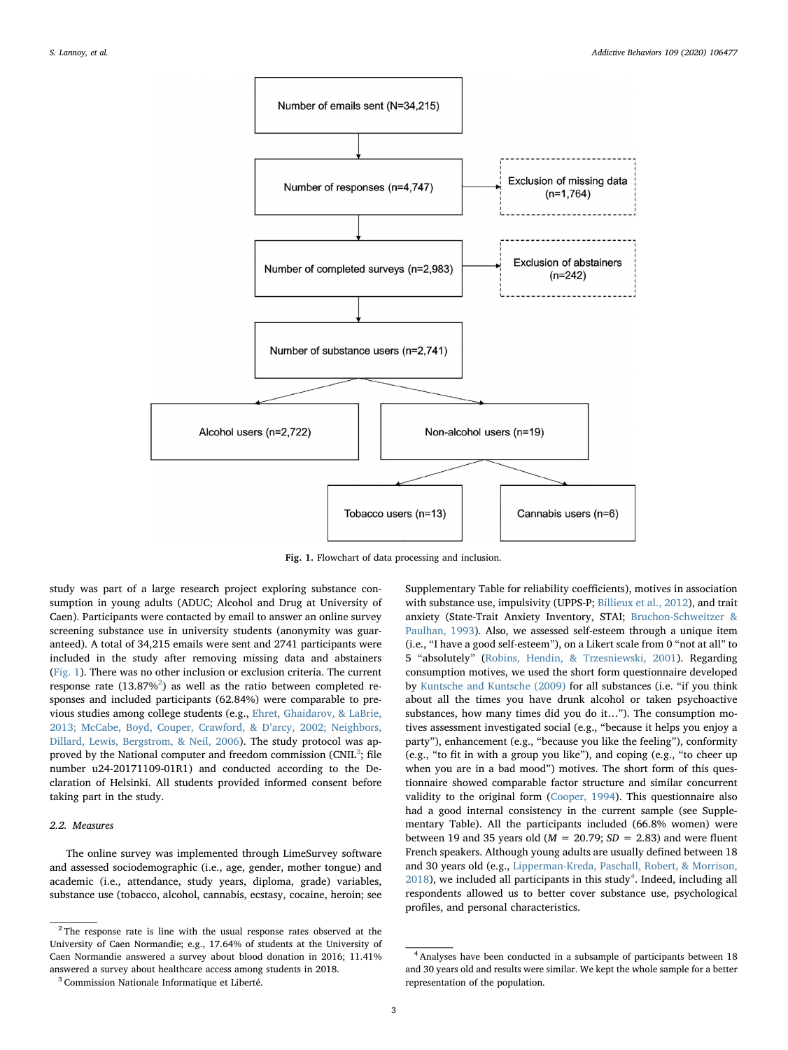Number of emails sent (N=34,215)

Number of responses (n=4,747) → Exclusion of missing data (n=1,764)

Number of completed surveys (n=2,983) → Exclusion of abstainers (n=242)

Number of substance users (n=2,741)

Alcohol users (n=2,722) | Non-alcohol users (n=19)

Tobacco users (n=13) | Cannabis users (n=6)

**Fig. 1.** Flowchart of data processing and inclusion.

study was part of a large research project exploring substance consumption in young adults (ADUC; Alcohol and Drug at University of Caen). Participants were contacted by email to answer an online survey screening substance use in university students (anonymity was guaranteed). A total of 34,215 emails were sent and 2741 participants were included in the study after removing missing data and abstainers (Fig. 1). There was no other inclusion or exclusion criteria. The current response rate (13.87%[2]) as well as the ratio between completed responses and included participants (62.84%) were comparable to previous studies among college students (e.g., Ehret, Ghaidarov, & LaBrie, 2013; McCabe, Boyd, Couper, Crawford, & D'arcy, 2002; Neighbors, Dillard, Lewis, Bergstrom, & Neil, 2006). The study protocol was approved by the National computer and freedom commission (CNIL[3]; file number u24-20171109-01R1) and conducted according to the Declaration of Helsinki. All students provided informed consent before taking part in the study.

### 2.2. Measures

The online survey was implemented through LimeSurvey software and assessed sociodemographic (i.e., age, gender, mother tongue) and academic (i.e., attendance, study years, diploma, grade) variables, substance use (tobacco, alcohol, cannabis, ecstasy, cocaine, heroin; see Supplementary Table for reliability coefficients), motives in association with substance use, impulsivity (UPPS-P; Billieux et al., 2012), and trait anxiety (State-Trait Anxiety Inventory, STAI; Bruchon-Schweitzer & Paulhan, 1993). Also, we assessed self-esteem through a unique item (i.e., "I have a good self-esteem"), on a Likert scale from 0 "not at all" to 5 "absolutely" (Robins, Hendin, & Trzesniewski, 2001). Regarding consumption motives, we used the short form questionnaire developed by Kuntsche and Kuntsche (2009) for all substances (i.e. "if you think about all the times you have drunk alcohol or taken psychoactive substances, how many times did you do it…"). The consumption motives assessment investigated social (e.g., "because it helps you enjoy a party"), enhancement (e.g., "because you like the feeling"), conformity (e.g., "to fit in with a group you like"), and coping (e.g., "to cheer up when you are in a bad mood") motives. The short form of this questionnaire showed comparable factor structure and similar concurrent validity to the original form (Cooper, 1994). This questionnaire also had a good internal consistency in the current sample (see Supplementary Table). All the participants included (66.8% women) were between 19 and 35 years old ($M$ = 20.79; $SD$ = 2.83) and were fluent French speakers. Although young adults are usually defined between 18 and 30 years old (e.g., Lipperman-Kreda, Paschall, Robert, & Morrison, 2018), we included all participants in this study[4]. Indeed, including all respondents allowed us to better cover substance use, psychological profiles, and personal characteristics.

[2] The response rate is line with the usual response rates observed at the University of Caen Normandie; e.g., 17.64% of students at the University of Caen Normandie answered a survey about blood donation in 2016; 11.41% answered a survey about healthcare access among students in 2018.

[3] Commission Nationale Informatique et Liberté.

[4] Analyses have been conducted in a subsample of participants between 18 and 30 years old and results were similar. We kept the whole sample for a better representation of the population.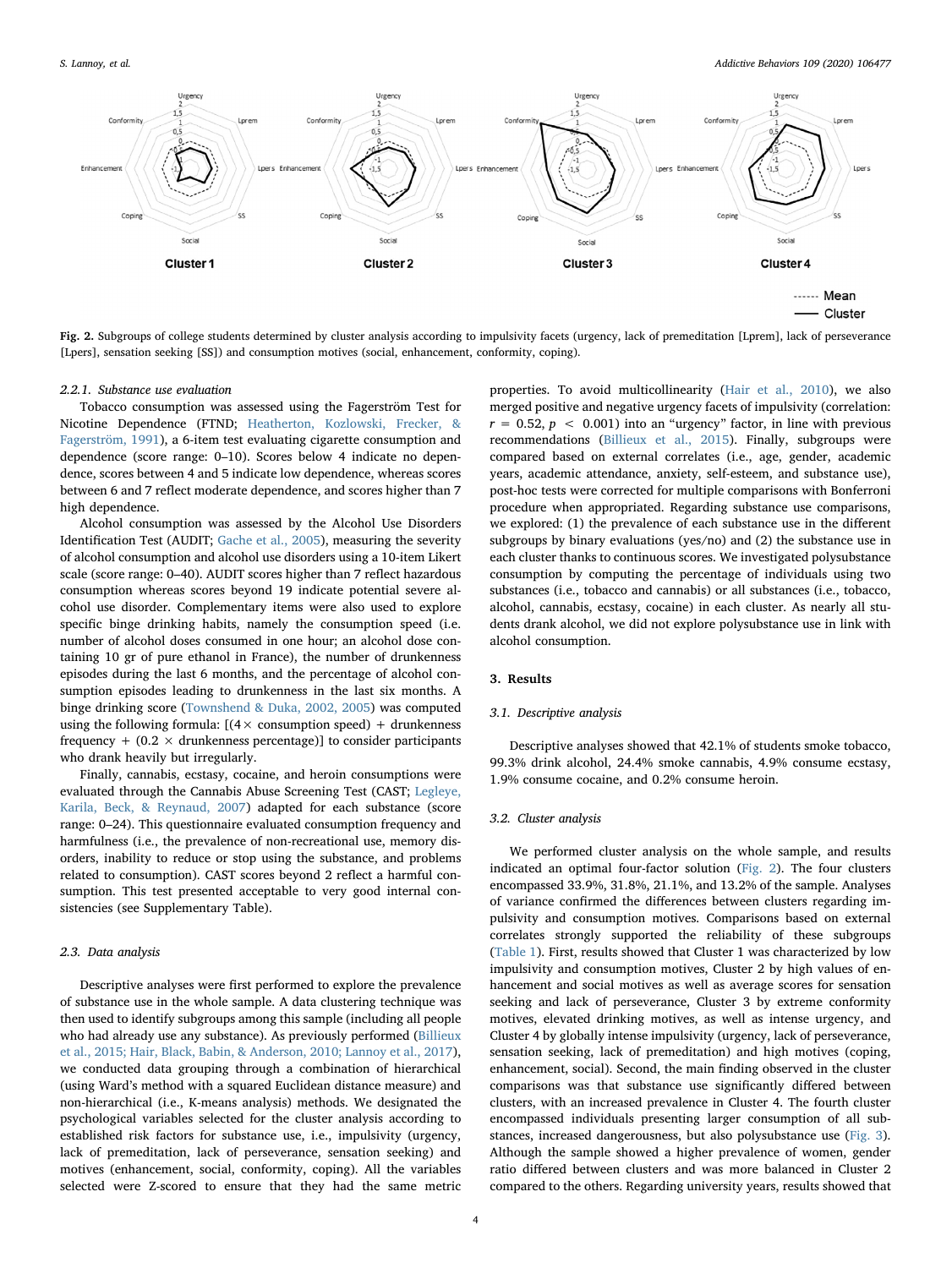**Fig. 2.** Subgroups of college students determined by cluster analysis according to impulsivity facets (urgency, lack of premeditation [Lprem], lack of perseverance [Lpers], sensation seeking [SS]) and consumption motives (social, enhancement, conformity, coping).

#### 2.2.1. Substance use evaluation

Tobacco consumption was assessed using the Fagerström Test for Nicotine Dependence (FTND; Heatherton, Kozlowski, Frecker, & Fagerström, 1991), a 6-item test evaluating cigarette consumption and dependence (score range: 0–10). Scores below 4 indicate no dependence, scores between 4 and 5 indicate low dependence, whereas scores between 6 and 7 reflect moderate dependence, and scores higher than 7 high dependence.

Alcohol consumption was assessed by the Alcohol Use Disorders Identification Test (AUDIT; Gache et al., 2005), measuring the severity of alcohol consumption and alcohol use disorders using a 10-item Likert scale (score range: 0–40). AUDIT scores higher than 7 reflect hazardous consumption whereas scores beyond 19 indicate potential severe alcohol use disorder. Complementary items were also used to explore specific binge drinking habits, namely the consumption speed (i.e. number of alcohol doses consumed in one hour; an alcohol dose containing 10 gr of pure ethanol in France), the number of drunkenness episodes during the last 6 months, and the percentage of alcohol consumption episodes leading to drunkenness in the last six months. A binge drinking score (Townshend & Duka, 2002, 2005) was computed using the following formula: [(4 × consumption speed) + drunkenness frequency + (0.2 × drunkenness percentage)] to consider participants who drank heavily but irregularly.

Finally, cannabis, ecstasy, cocaine, and heroin consumptions were evaluated through the Cannabis Abuse Screening Test (CAST; Legleye, Karila, Beck, & Reynaud, 2007) adapted for each substance (score range: 0–24). This questionnaire evaluated consumption frequency and harmfulness (i.e., the prevalence of non-recreational use, memory disorders, inability to reduce or stop using the substance, and problems related to consumption). CAST scores beyond 2 reflect a harmful consumption. This test presented acceptable to very good internal consistencies (see Supplementary Table).

### 2.3. Data analysis

Descriptive analyses were first performed to explore the prevalence of substance use in the whole sample. A data clustering technique was then used to identify subgroups among this sample (including all people who had already use any substance). As previously performed (Billieux et al., 2015; Hair, Black, Babin, & Anderson, 2010; Lannoy et al., 2017), we conducted data grouping through a combination of hierarchical (using Ward's method with a squared Euclidean distance measure) and non-hierarchical (i.e., K-means analysis) methods. We designated the psychological variables selected for the cluster analysis according to established risk factors for substance use, i.e., impulsivity (urgency, lack of premeditation, lack of perseverance, sensation seeking) and motives (enhancement, social, conformity, coping). All the variables selected were Z-scored to ensure that they had the same metric properties. To avoid multicollinearity (Hair et al., 2010), we also merged positive and negative urgency facets of impulsivity (correlation: $r = 0.52$, $p < 0.001$) into an "urgency" factor, in line with previous recommendations (Billieux et al., 2015). Finally, subgroups were compared based on external correlates (i.e., age, gender, academic years, academic attendance, anxiety, self-esteem, and substance use), post-hoc tests were corrected for multiple comparisons with Bonferroni procedure when appropriated. Regarding substance use comparisons, we explored: (1) the prevalence of each substance use in the different subgroups by binary evaluations (yes/no) and (2) the substance use in each cluster thanks to continuous scores. We investigated polysubstance consumption by computing the percentage of individuals using two substances (i.e., tobacco and cannabis) or all substances (i.e., tobacco, alcohol, cannabis, ecstasy, cocaine) in each cluster. As nearly all students drank alcohol, we did not explore polysubstance use in link with alcohol consumption.

## 3. Results

### 3.1. Descriptive analysis

Descriptive analyses showed that 42.1% of students smoke tobacco, 99.3% drink alcohol, 24.4% smoke cannabis, 4.9% consume ecstasy, 1.9% consume cocaine, and 0.2% consume heroin.

### 3.2. Cluster analysis

We performed cluster analysis on the whole sample, and results indicated an optimal four-factor solution (Fig. 2). The four clusters encompassed 33.9%, 31.8%, 21.1%, and 13.2% of the sample. Analyses of variance confirmed the differences between clusters regarding impulsivity and consumption motives. Comparisons based on external correlates strongly supported the reliability of these subgroups (Table 1). First, results showed that Cluster 1 was characterized by low impulsivity and consumption motives, Cluster 2 by high values of enhancement and social motives as well as average scores for sensation seeking and lack of perseverance, Cluster 3 by extreme conformity motives, elevated drinking motives, as well as intense urgency, and Cluster 4 by globally intense impulsivity (urgency, lack of perseverance, sensation seeking, lack of premeditation) and high motives (coping, enhancement, social). Second, the main finding observed in the cluster comparisons was that substance use significantly differed between clusters, with an increased prevalence in Cluster 4. The fourth cluster encompassed individuals presenting larger consumption of all substances, increased dangerousness, but also polysubstance use (Fig. 3). Although the sample showed a higher prevalence of women, gender ratio differed between clusters and was more balanced in Cluster 2 compared to the others. Regarding university years, results showed that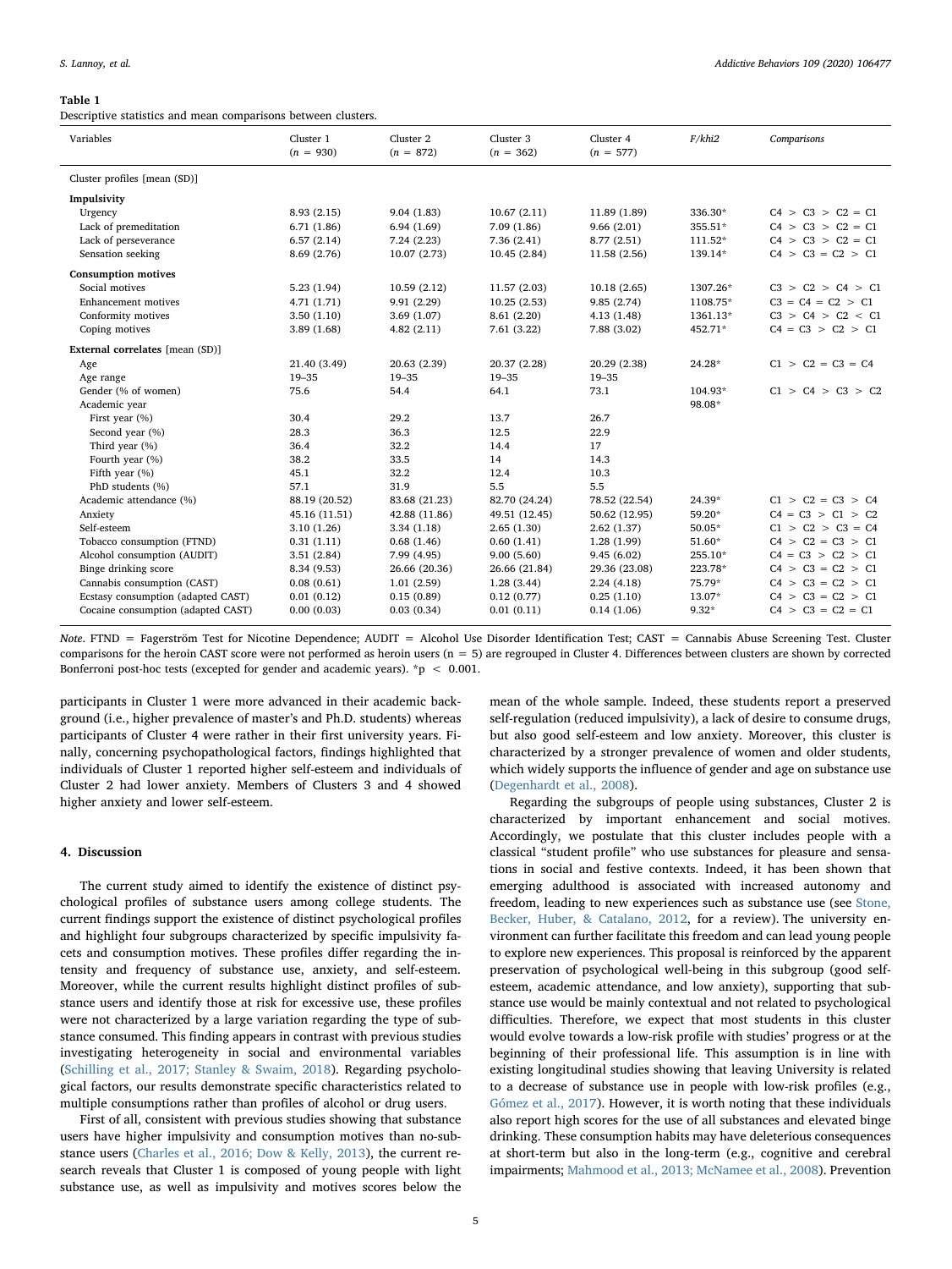**Table 1**

Descriptive statistics and mean comparisons between clusters.

| Variables | Cluster 1 ($n$ = 930) | Cluster 2 ($n$ = 872) | Cluster 3 ($n$ = 362) | Cluster 4 ($n$ = 577) | *F/khi2* | *Comparisons* |
|---|---|---|---|---|---|---|
| Cluster profiles [mean (SD)] | | | | | | |
| **Impulsivity** | | | | | | |
| Urgency | 8.93 (2.15) | 9.04 (1.83) | 10.67 (2.11) | 11.89 (1.89) | 336.30* | C4 > C3 > C2 = C1 |
| Lack of premeditation | 6.71 (1.86) | 6.94 (1.69) | 7.09 (1.86) | 9.66 (2.01) | 355.51* | C4 > C3 > C2 = C1 |
| Lack of perseverance | 6.57 (2.14) | 7.24 (2.23) | 7.36 (2.41) | 8.77 (2.51) | 111.52* | C4 > C3 > C2 = C1 |
| Sensation seeking | 8.69 (2.76) | 10.07 (2.73) | 10.45 (2.84) | 11.58 (2.56) | 139.14* | C4 > C3 = C2 > C1 |
| **Consumption motives** | | | | | | |
| Social motives | 5.23 (1.94) | 10.59 (2.12) | 11.57 (2.03) | 10.18 (2.65) | 1307.26* | C3 > C2 > C4 > C1 |
| Enhancement motives | 4.71 (1.71) | 9.91 (2.29) | 10.25 (2.53) | 9.85 (2.74) | 1108.75* | C3 = C4 = C2 > C1 |
| Conformity motives | 3.50 (1.10) | 3.69 (1.07) | 8.61 (2.20) | 4.13 (1.48) | 1361.13* | C3 > C4 > C2 < C1 |
| Coping motives | 3.89 (1.68) | 4.82 (2.11) | 7.61 (3.22) | 7.88 (3.02) | 452.71* | C4 = C3 > C2 > C1 |
| **External correlates** [mean (SD)] | | | | | | |
| Age | 21.40 (3.49) | 20.63 (2.39) | 20.37 (2.28) | 20.29 (2.38) | 24.28* | C1 > C2 = C3 = C4 |
| Age range | 19–35 | 19–35 | 19–35 | 19–35 | | |
| Gender (% of women) | 75.6 | 54.4 | 64.1 | 73.1 | 104.93* | C1 > C4 > C3 > C2 |
| Academic year | | | | | 98.08* | |
| First year (%) | 30.4 | 29.2 | 13.7 | 26.7 | | |
| Second year (%) | 28.3 | 36.3 | 12.5 | 22.9 | | |
| Third year (%) | 36.4 | 32.2 | 14.4 | 17 | | |
| Fourth year (%) | 38.2 | 33.5 | 14 | 14.3 | | |
| Fifth year (%) | 45.1 | 32.2 | 12.4 | 10.3 | | |
| PhD students (%) | 57.1 | 31.9 | 5.5 | 5.5 | | |
| Academic attendance (%) | 88.19 (20.52) | 83.68 (21.23) | 82.70 (24.24) | 78.52 (22.54) | 24.39* | C1 > C2 = C3 > C4 |
| Anxiety | 45.16 (11.51) | 42.88 (11.86) | 49.51 (12.45) | 50.62 (12.95) | 59.20* | C4 = C3 > C1 > C2 |
| Self-esteem | 3.10 (1.26) | 3.34 (1.18) | 2.65 (1.30) | 2.62 (1.37) | 50.05* | C1 > C2 > C3 = C4 |
| Tobacco consumption (FTND) | 0.31 (1.11) | 0.68 (1.46) | 0.60 (1.41) | 1.28 (1.99) | 51.60* | C4 > C2 = C3 > C1 |
| Alcohol consumption (AUDIT) | 3.51 (2.84) | 7.99 (4.95) | 9.00 (5.60) | 9.45 (6.02) | 255.10* | C4 = C3 > C2 > C1 |
| Binge drinking score | 8.34 (9.53) | 26.66 (20.36) | 26.66 (21.84) | 29.36 (23.08) | 223.78* | C4 > C3 = C2 > C1 |
| Cannabis consumption (CAST) | 0.08 (0.61) | 1.01 (2.59) | 1.28 (3.44) | 2.24 (4.18) | 75.79* | C4 > C3 = C2 > C1 |
| Ecstasy consumption (adapted CAST) | 0.01 (0.12) | 0.15 (0.89) | 0.12 (0.77) | 0.25 (1.10) | 13.07* | C4 > C3 = C2 > C1 |
| Cocaine consumption (adapted CAST) | 0.00 (0.03) | 0.03 (0.34) | 0.01 (0.11) | 0.14 (1.06) | 9.32* | C4 > C3 = C2 = C1 |

*Note*. FTND = Fagerström Test for Nicotine Dependence; AUDIT = Alcohol Use Disorder Identification Test; CAST = Cannabis Abuse Screening Test. Cluster comparisons for the heroin CAST score were not performed as heroin users (n = 5) are regrouped in Cluster 4. Differences between clusters are shown by corrected Bonferroni post-hoc tests (excepted for gender and academic years). *p < 0.001.

participants in Cluster 1 were more advanced in their academic background (i.e., higher prevalence of master's and Ph.D. students) whereas participants of Cluster 4 were rather in their first university years. Finally, concerning psychopathological factors, findings highlighted that individuals of Cluster 1 reported higher self-esteem and individuals of Cluster 2 had lower anxiety. Members of Clusters 3 and 4 showed higher anxiety and lower self-esteem.

## 4. Discussion

The current study aimed to identify the existence of distinct psychological profiles of substance users among college students. The current findings support the existence of distinct psychological profiles and highlight four subgroups characterized by specific impulsivity facets and consumption motives. These profiles differ regarding the intensity and frequency of substance use, anxiety, and self-esteem. Moreover, while the current results highlight distinct profiles of substance users and identify those at risk for excessive use, these profiles were not characterized by a large variation regarding the type of substance consumed. This finding appears in contrast with previous studies investigating heterogeneity in social and environmental variables (Schilling et al., 2017; Stanley & Swaim, 2018). Regarding psychological factors, our results demonstrate specific characteristics related to multiple consumptions rather than profiles of alcohol or drug users.

First of all, consistent with previous studies showing that substance users have higher impulsivity and consumption motives than no-substance users (Charles et al., 2016; Dow & Kelly, 2013), the current research reveals that Cluster 1 is composed of young people with light substance use, as well as impulsivity and motives scores below the mean of the whole sample. Indeed, these students report a preserved self-regulation (reduced impulsivity), a lack of desire to consume drugs, but also good self-esteem and low anxiety. Moreover, this cluster is characterized by a stronger prevalence of women and older students, which widely supports the influence of gender and age on substance use (Degenhardt et al., 2008).

Regarding the subgroups of people using substances, Cluster 2 is characterized by important enhancement and social motives. Accordingly, we postulate that this cluster includes people with a classical "student profile" who use substances for pleasure and sensations in social and festive contexts. Indeed, it has been shown that emerging adulthood is associated with increased autonomy and freedom, leading to new experiences such as substance use (see Stone, Becker, Huber, & Catalano, 2012, for a review). The university environment can further facilitate this freedom and can lead young people to explore new experiences. This proposal is reinforced by the apparent preservation of psychological well-being in this subgroup (good self-esteem, academic attendance, and low anxiety), supporting that substance use would be mainly contextual and not related to psychological difficulties. Therefore, we expect that most students in this cluster would evolve towards a low-risk profile with studies' progress or at the beginning of their professional life. This assumption is in line with existing longitudinal studies showing that leaving University is related to a decrease of substance use in people with low-risk profiles (e.g., Gómez et al., 2017). However, it is worth noting that these individuals also report high scores for the use of all substances and elevated binge drinking. These consumption habits may have deleterious consequences at short-term but also in the long-term (e.g., cognitive and cerebral impairments; Mahmood et al., 2013; McNamee et al., 2008). Prevention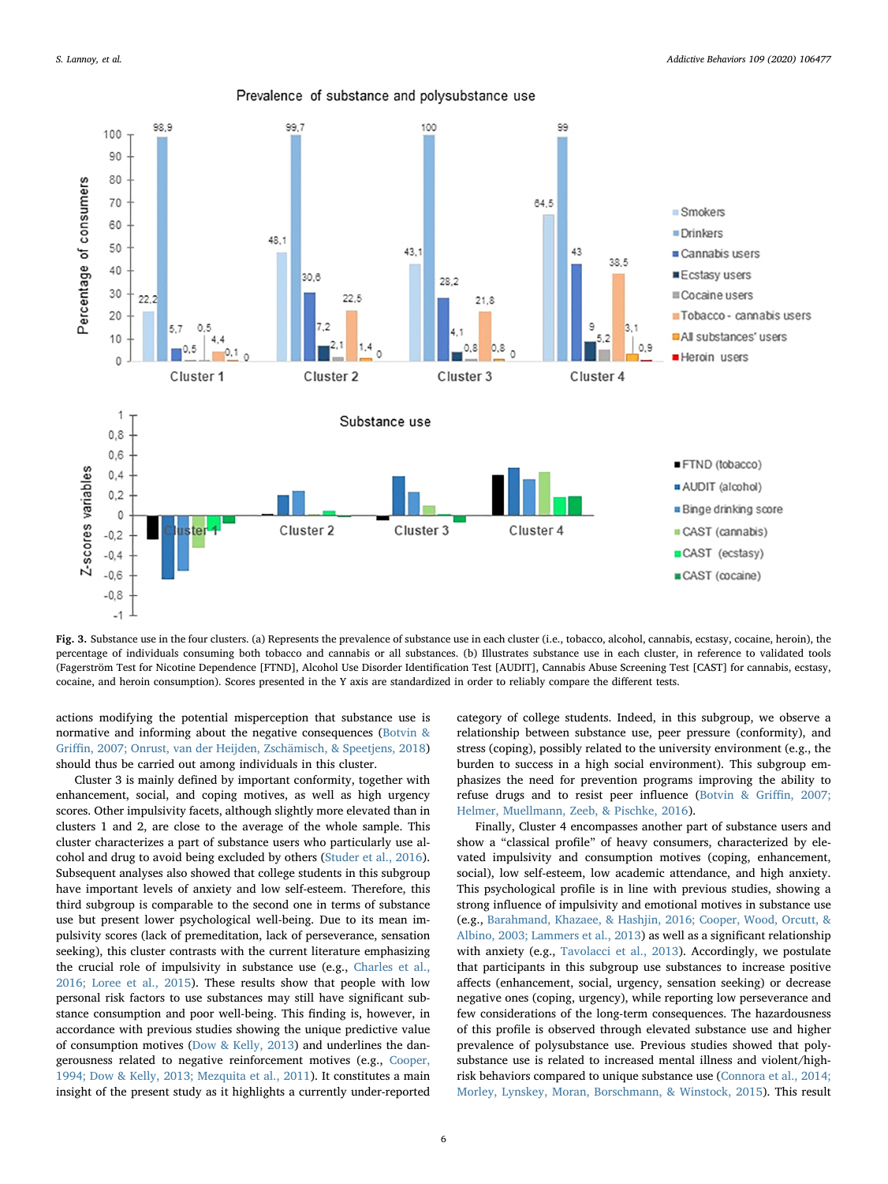**Fig. 3.** Substance use in the four clusters. (a) Represents the prevalence of substance use in each cluster (i.e., tobacco, alcohol, cannabis, ecstasy, cocaine, heroin), the percentage of individuals consuming both tobacco and cannabis or all substances. (b) Illustrates substance use in each cluster, in reference to validated tools (Fagerström Test for Nicotine Dependence [FTND], Alcohol Use Disorder Identification Test [AUDIT], Cannabis Abuse Screening Test [CAST] for cannabis, ecstasy, cocaine, and heroin consumption). Scores presented in the Y axis are standardized in order to reliably compare the different tests.

actions modifying the potential misperception that substance use is normative and informing about the negative consequences (Botvin & Griffin, 2007; Onrust, van der Heijden, Zschämisch, & Speetjens, 2018) should thus be carried out among individuals in this cluster.

Cluster 3 is mainly defined by important conformity, together with enhancement, social, and coping motives, as well as high urgency scores. Other impulsivity facets, although slightly more elevated than in clusters 1 and 2, are close to the average of the whole sample. This cluster characterizes a part of substance users who particularly use alcohol and drug to avoid being excluded by others (Studer et al., 2016). Subsequent analyses also showed that college students in this subgroup have important levels of anxiety and low self-esteem. Therefore, this third subgroup is comparable to the second one in terms of substance use but present lower psychological well-being. Due to its mean impulsivity scores (lack of premeditation, lack of perseverance, sensation seeking), this cluster contrasts with the current literature emphasizing the crucial role of impulsivity in substance use (e.g., Charles et al., 2016; Loree et al., 2015). These results show that people with low personal risk factors to use substances may still have significant substance consumption and poor well-being. This finding is, however, in accordance with previous studies showing the unique predictive value of consumption motives (Dow & Kelly, 2013) and underlines the dangerousness related to negative reinforcement motives (e.g., Cooper, 1994; Dow & Kelly, 2013; Mezquita et al., 2011). It constitutes a main insight of the present study as it highlights a currently under-reported category of college students. Indeed, in this subgroup, we observe a relationship between substance use, peer pressure (conformity), and stress (coping), possibly related to the university environment (e.g., the burden to success in a high social environment). This subgroup emphasizes the need for prevention programs improving the ability to refuse drugs and to resist peer influence (Botvin & Griffin, 2007; Helmer, Muellmann, Zeeb, & Pischke, 2016).

Finally, Cluster 4 encompasses another part of substance users and show a "classical profile" of heavy consumers, characterized by elevated impulsivity and consumption motives (coping, enhancement, social), low self-esteem, low academic attendance, and high anxiety. This psychological profile is in line with previous studies, showing a strong influence of impulsivity and emotional motives in substance use (e.g., Barahmand, Khazaee, & Hashjin, 2016; Cooper, Wood, Orcutt, & Albino, 2003; Lammers et al., 2013) as well as a significant relationship with anxiety (e.g., Tavolacci et al., 2013). Accordingly, we postulate that participants in this subgroup use substances to increase positive affects (enhancement, social, urgency, sensation seeking) or decrease negative ones (coping, urgency), while reporting low perseverance and few considerations of the long-term consequences. The hazardousness of this profile is observed through elevated substance use and higher prevalence of polysubstance use. Previous studies showed that polysubstance use is related to increased mental illness and violent/high-risk behaviors compared to unique substance use (Connora et al., 2014; Morley, Lynskey, Moran, Borschmann, & Winstock, 2015). This result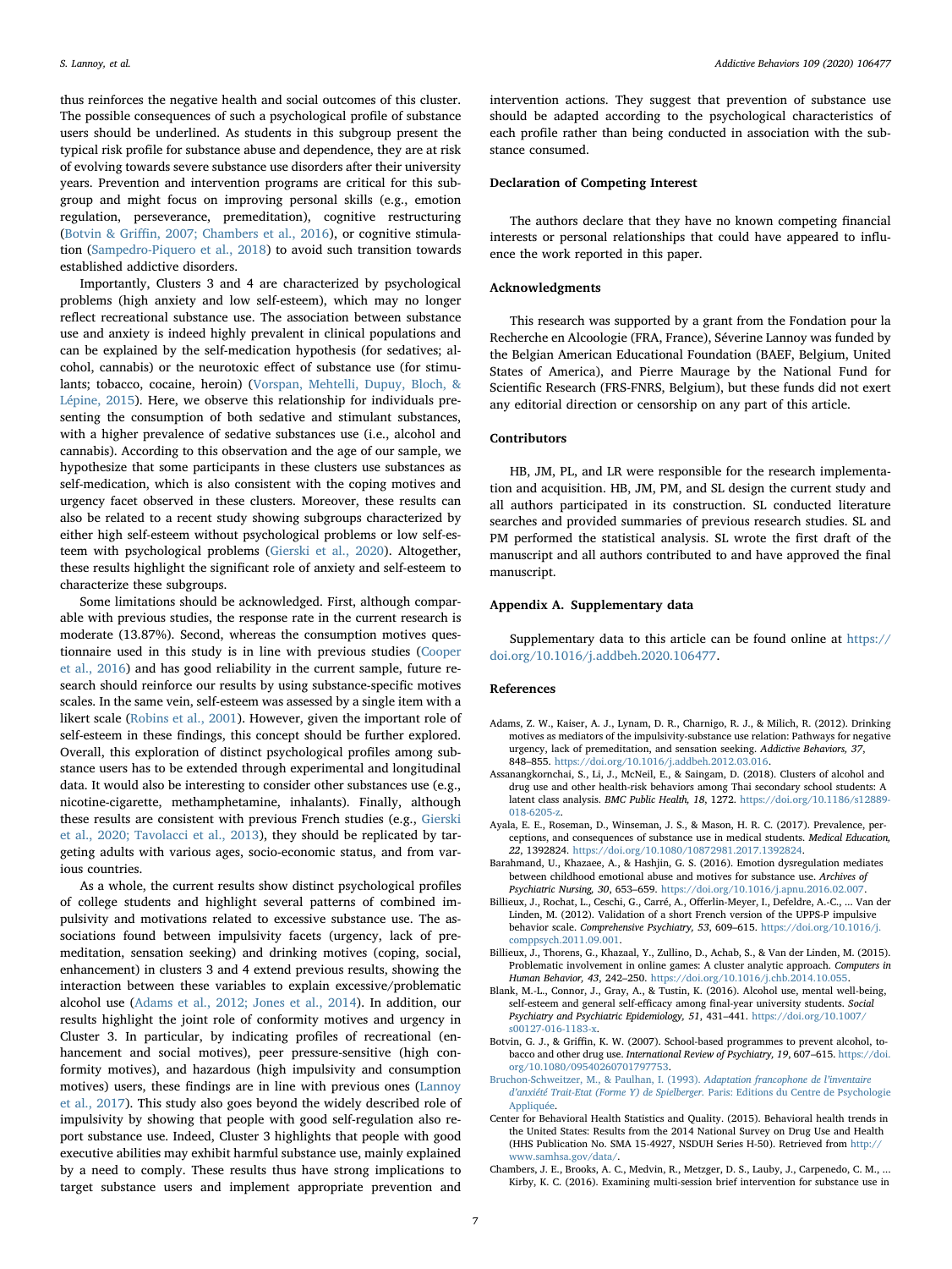thus reinforces the negative health and social outcomes of this cluster. The possible consequences of such a psychological profile of substance users should be underlined. As students in this subgroup present the typical risk profile for substance abuse and dependence, they are at risk of evolving towards severe substance use disorders after their university years. Prevention and intervention programs are critical for this subgroup and might focus on improving personal skills (e.g., emotion regulation, perseverance, premeditation), cognitive restructuring (Botvin & Griffin, 2007; Chambers et al., 2016), or cognitive stimulation (Sampedro-Piquero et al., 2018) to avoid such transition towards established addictive disorders.

Importantly, Clusters 3 and 4 are characterized by psychological problems (high anxiety and low self-esteem), which may no longer reflect recreational substance use. The association between substance use and anxiety is indeed highly prevalent in clinical populations and can be explained by the self-medication hypothesis (for sedatives; alcohol, cannabis) or the neurotoxic effect of substance use (for stimulants; tobacco, cocaine, heroin) (Vorspan, Mehtelli, Dupuy, Bloch, & Lépine, 2015). Here, we observe this relationship for individuals presenting the consumption of both sedative and stimulant substances, with a higher prevalence of sedative substances use (i.e., alcohol and cannabis). According to this observation and the age of our sample, we hypothesize that some participants in these clusters use substances as self-medication, which is also consistent with the coping motives and urgency facet observed in these clusters. Moreover, these results can also be related to a recent study showing subgroups characterized by either high self-esteem without psychological problems or low self-esteem with psychological problems (Gierski et al., 2020). Altogether, these results highlight the significant role of anxiety and self-esteem to characterize these subgroups.

Some limitations should be acknowledged. First, although comparable with previous studies, the response rate in the current research is moderate (13.87%). Second, whereas the consumption motives questionnaire used in this study is in line with previous studies (Cooper et al., 2016) and has good reliability in the current sample, future research should reinforce our results by using substance-specific motives scales. In the same vein, self-esteem was assessed by a single item with a likert scale (Robins et al., 2001). However, given the important role of self-esteem in these findings, this concept should be further explored. Overall, this exploration of distinct psychological profiles among substance users has to be extended through experimental and longitudinal data. It would also be interesting to consider other substances use (e.g., nicotine-cigarette, methamphetamine, inhalants). Finally, although these results are consistent with previous French studies (e.g., Gierski et al., 2020; Tavolacci et al., 2013), they should be replicated by targeting adults with various ages, socio-economic status, and from various countries.

As a whole, the current results show distinct psychological profiles of college students and highlight several patterns of combined impulsivity and motivations related to excessive substance use. The associations found between impulsivity facets (urgency, lack of premeditation, sensation seeking) and drinking motives (coping, social, enhancement) in clusters 3 and 4 extend previous results, showing the interaction between these variables to explain excessive/problematic alcohol use (Adams et al., 2012; Jones et al., 2014). In addition, our results highlight the joint role of conformity motives and urgency in Cluster 3. In particular, by indicating profiles of recreational (enhancement and social motives), peer pressure-sensitive (high conformity motives), and hazardous (high impulsivity and consumption motives) users, these findings are in line with previous ones (Lannoy et al., 2017). This study also goes beyond the widely described role of impulsivity by showing that people with good self-regulation also report substance use. Indeed, Cluster 3 highlights that people with good executive abilities may exhibit harmful substance use, mainly explained by a need to comply. These results thus have strong implications to target substance users and implement appropriate prevention and intervention actions. They suggest that prevention of substance use should be adapted according to the psychological characteristics of each profile rather than being conducted in association with the substance consumed.

## Declaration of Competing Interest

The authors declare that they have no known competing financial interests or personal relationships that could have appeared to influence the work reported in this paper.

## Acknowledgments

This research was supported by a grant from the Fondation pour la Recherche en Alcoologie (FRA, France), Séverine Lannoy was funded by the Belgian American Educational Foundation (BAEF, Belgium, United States of America), and Pierre Maurage by the National Fund for Scientific Research (FRS-FNRS, Belgium), but these funds did not exert any editorial direction or censorship on any part of this article.

## Contributors

HB, JM, PL, and LR were responsible for the research implementation and acquisition. HB, JM, PM, and SL design the current study and all authors participated in its construction. SL conducted literature searches and provided summaries of previous research studies. SL and PM performed the statistical analysis. SL wrote the first draft of the manuscript and all authors contributed to and have approved the final manuscript.

## Appendix A. Supplementary data

Supplementary data to this article can be found online at https://doi.org/10.1016/j.addbeh.2020.106477.

## References

Adams, Z. W., Kaiser, A. J., Lynam, D. R., Charnigo, R. J., & Milich, R. (2012). Drinking motives as mediators of the impulsivity-substance use relation: Pathways for negative urgency, lack of premeditation, and sensation seeking. *Addictive Behaviors, 37*, 848–855. https://doi.org/10.1016/j.addbeh.2012.03.016.

Assanangkornchai, S., Li, J., McNeil, E., & Saingam, D. (2018). Clusters of alcohol and drug use and other health-risk behaviors among Thai secondary school students: A latent class analysis. *BMC Public Health, 18*, 1272. https://doi.org/10.1186/s12889-018-6205-z.

Ayala, E. E., Roseman, D., Winseman, J. S., & Mason, H. R. C. (2017). Prevalence, perceptions, and consequences of substance use in medical students. *Medical Education, 22*, 1392824. https://doi.org/10.1080/10872981.2017.1392824.

Barahmand, U., Khazaee, A., & Hashjin, G. S. (2016). Emotion dysregulation mediates between childhood emotional abuse and motives for substance use. *Archives of Psychiatric Nursing, 30*, 653–659. https://doi.org/10.1016/j.apnu.2016.02.007.

Billieux, J., Rochat, L., Ceschi, G., Carré, A., Offerlin-Meyer, I., Defeldre, A.-C., ... Van der Linden, M. (2012). Validation of a short French version of the UPPS-P impulsive behavior scale. *Comprehensive Psychiatry, 53*, 609–615. https://doi.org/10.1016/j.comppsych.2011.09.001.

Billieux, J., Thorens, G., Khazaal, Y., Zullino, D., Achab, S., & Van der Linden, M. (2015). Problematic involvement in online games: A cluster analytic approach. *Computers in Human Behavior, 43*, 242–250. https://doi.org/10.1016/j.chb.2014.10.055.

Blank, M.-L., Connor, J., Gray, A., & Tustin, K. (2016). Alcohol use, mental well-being, self-esteem and general self-efficacy among final-year university students. *Social Psychiatry and Psychiatric Epidemiology, 51*, 431–441. https://doi.org/10.1007/s00127-016-1183-x.

Botvin, G. J., & Griffin, K. W. (2007). School-based programmes to prevent alcohol, tobacco and other drug use. *International Review of Psychiatry, 19*, 607–615. https://doi.org/10.1080/09540260701797753.

Bruchon-Schweitzer, M., & Paulhan, I. (1993). *Adaptation francophone de l'inventaire d'anxiété Trait-Etat (Forme Y) de Spielberger.* Paris: Editions du Centre de Psychologie Appliquée.

Center for Behavioral Health Statistics and Quality. (2015). Behavioral health trends in the United States: Results from the 2014 National Survey on Drug Use and Health (HHS Publication No. SMA 15-4927, NSDUH Series H-50). Retrieved from http://www.samhsa.gov/data/.

Chambers, J. E., Brooks, A. C., Medvin, R., Metzger, D. S., Lauby, J., Carpenedo, C. M., ... Kirby, K. C. (2016). Examining multi-session brief intervention for substance use in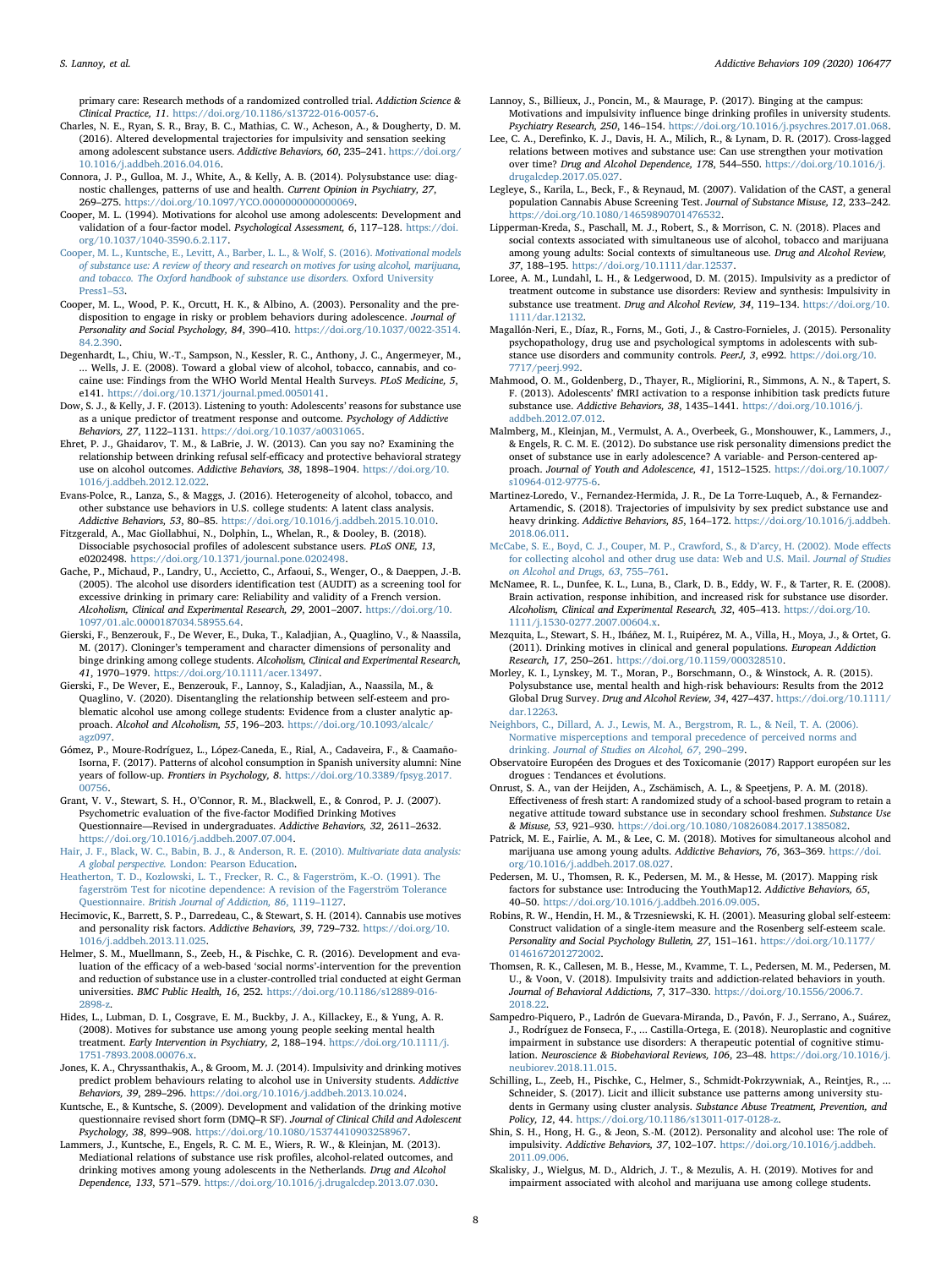primary care: Research methods of a randomized controlled trial. *Addiction Science & Clinical Practice, 11*. https://doi.org/10.1186/s13722-016-0057-6.

Charles, N. E., Ryan, S. R., Bray, B. C., Mathias, C. W., Acheson, A., & Dougherty, D. M. (2016). Altered developmental trajectories for impulsivity and sensation seeking among adolescent substance users. *Addictive Behaviors, 60*, 235–241. https://doi.org/10.1016/j.addbeh.2016.04.016.

Connora, J. P., Gulloa, M. J., White, A., & Kelly, A. B. (2014). Polysubstance use: diagnostic challenges, patterns of use and health. *Current Opinion in Psychiatry, 27*, 269–275. https://doi.org/10.1097/YCO.0000000000000069.

Cooper, M. L. (1994). Motivations for alcohol use among adolescents: Development and validation of a four-factor model. *Psychological Assessment, 6*, 117–128. https://doi.org/10.1037/1040-3590.6.2.117.

Cooper, M. L., Kuntsche, E., Levitt, A., Barber, L. L., & Wolf, S. (2016). *Motivational models of substance use: A review of theory and research on motives for using alcohol, marijuana, and tobacco. The Oxford handbook of substance use disorders.* Oxford University Press1–53.

Cooper, M. L., Wood, P. K., Orcutt, H. K., & Albino, A. (2003). Personality and the predisposition to engage in risky or problem behaviors during adolescence. *Journal of Personality and Social Psychology, 84*, 390–410. https://doi.org/10.1037/0022-3514.84.2.390.

Degenhardt, L., Chiu, W.-T., Sampson, N., Kessler, R. C., Anthony, J. C., Angermeyer, M., ... Wells, J. E. (2008). Toward a global view of alcohol, tobacco, cannabis, and cocaine use: Findings from the WHO World Mental Health Surveys. *PLoS Medicine, 5*, e141. https://doi.org/10.1371/journal.pmed.0050141.

Dow, S. J., & Kelly, J. F. (2013). Listening to youth: Adolescents' reasons for substance use as a unique predictor of treatment response and outcome. *Psychology of Addictive Behaviors, 27*, 1122–1131. https://doi.org/10.1037/a0031065.

Ehret, P. J., Ghaidarov, T. M., & LaBrie, J. W. (2013). Can you say no? Examining the relationship between drinking refusal self-efficacy and protective behavioral strategy use on alcohol outcomes. *Addictive Behaviors, 38*, 1898–1904. https://doi.org/10.1016/j.addbeh.2012.12.022.

Evans-Polce, R., Lanza, S., & Maggs, J. (2016). Heterogeneity of alcohol, tobacco, and other substance use behaviors in U.S. college students: A latent class analysis. *Addictive Behaviors, 53*, 80–85. https://doi.org/10.1016/j.addbeh.2015.10.010.

Fitzgerald, A., Mac Giollabhui, N., Dolphin, L., Whelan, R., & Dooley, B. (2018). Dissociable psychosocial profiles of adolescent substance users. *PLoS ONE, 13*, e0202498. https://doi.org/10.1371/journal.pone.0202498.

Gache, P., Michaud, P., Landry, U., Accietto, C., Arfaoui, S., Wenger, O., & Daeppen, J.-B. (2005). The alcohol use disorders identification test (AUDIT) as a screening tool for excessive drinking in primary care: Reliability and validity of a French version. *Alcoholism, Clinical and Experimental Research, 29*, 2001–2007. https://doi.org/10.1097/01.alc.0000187034.58955.64.

Gierski, F., Benzerouk, F., De Wever, E., Duka, T., Kaladjian, A., Quaglino, V., & Naassila, M. (2017). Cloninger's temperament and character dimensions of personality and binge drinking among college students. *Alcoholism, Clinical and Experimental Research, 41*, 1970–1979. https://doi.org/10.1111/acer.13497.

Gierski, F., De Wever, E., Benzerouk, F., Lannoy, S., Kaladjian, A., Naassila, M., & Quaglino, V. (2020). Disentangling the relationship between self-esteem and problematic alcohol use among college students: Evidence from a cluster analytic approach. *Alcohol and Alcoholism, 55*, 196–203. https://doi.org/10.1093/alcalc/agz097.

Gómez, P., Moure-Rodríguez, L., López-Caneda, E., Rial, A., Cadaveira, F., & Caamaño-Isorna, F. (2017). Patterns of alcohol consumption in Spanish university alumni: Nine years of follow-up. *Frontiers in Psychology, 8*. https://doi.org/10.3389/fpsyg.2017.00756.

Grant, V. V., Stewart, S. H., O'Connor, R. M., Blackwell, E., & Conrod, P. J. (2007). Psychometric evaluation of the five-factor Modified Drinking Motives Questionnaire—Revised in undergraduates. *Addictive Behaviors, 32*, 2611–2632. https://doi.org/10.1016/j.addbeh.2007.07.004.

Hair, J. F., Black, W. C., Babin, B. J., & Anderson, R. E. (2010). *Multivariate data analysis: A global perspective.* London: Pearson Education.

Heatherton, T. D., Kozlowski, L. T., Frecker, R. C., & Fagerström, K.-O. (1991). The fagerström Test for nicotine dependence: A revision of the Fagerström Tolerance Questionnaire. *British Journal of Addiction, 86*, 1119–1127.

Hecimovic, K., Barrett, S. P., Darredeau, C., & Stewart, S. H. (2014). Cannabis use motives and personality risk factors. *Addictive Behaviors, 39*, 729–732. https://doi.org/10.1016/j.addbeh.2013.11.025.

Helmer, S. M., Muellmann, S., Zeeb, H., & Pischke, C. R. (2016). Development and evaluation of the efficacy of a web-based 'social norms'-intervention for the prevention and reduction of substance use in a cluster-controlled trial conducted at eight German universities. *BMC Public Health, 16*, 252. https://doi.org/10.1186/s12889-016-2898-z.

Hides, L., Lubman, D. I., Cosgrave, E. M., Buckby, J. A., Killackey, E., & Yung, A. R. (2008). Motives for substance use among young people seeking mental health treatment. *Early Intervention in Psychiatry, 2*, 188–194. https://doi.org/10.1111/j.1751-7893.2008.00076.x.

Jones, K. A., Chryssanthakis, A., & Groom, M. J. (2014). Impulsivity and drinking motives predict problem behaviours relating to alcohol use in University students. *Addictive Behaviors, 39*, 289–296. https://doi.org/10.1016/j.addbeh.2013.10.024.

Kuntsche, E., & Kuntsche, S. (2009). Development and validation of the drinking motive questionnaire revised short form (DMQ–R SF). *Journal of Clinical Child and Adolescent Psychology, 38*, 899–908. https://doi.org/10.1080/15374410903258967.

Lammers, J., Kuntsche, E., Engels, R. C. M. E., Wiers, R. W., & Kleinjan, M. (2013). Mediational relations of substance use risk profiles, alcohol-related outcomes, and drinking motives among young adolescents in the Netherlands. *Drug and Alcohol Dependence, 133*, 571–579. https://doi.org/10.1016/j.drugalcdep.2013.07.030.

Lannoy, S., Billieux, J., Poncin, M., & Maurage, P. (2017). Binging at the campus: Motivations and impulsivity influence binge drinking profiles in university students. *Psychiatry Research, 250*, 146–154. https://doi.org/10.1016/j.psychres.2017.01.068.

Lee, C. A., Derefinko, K. J., Davis, H. A., Milich, R., & Lynam, D. R. (2017). Cross-lagged relations between motives and substance use: Can use strengthen your motivation over time? *Drug and Alcohol Dependence, 178*, 544–550. https://doi.org/10.1016/j.drugalcdep.2017.05.027.

Legleye, S., Karila, L., Beck, F., & Reynaud, M. (2007). Validation of the CAST, a general population Cannabis Abuse Screening Test. *Journal of Substance Misuse, 12*, 233–242. https://doi.org/10.1080/14659890701476532.

Lipperman-Kreda, S., Paschall, M. J., Robert, S., & Morrison, C. N. (2018). Places and social contexts associated with simultaneous use of alcohol, tobacco and marijuana among young adults: Social contexts of simultaneous use. *Drug and Alcohol Review, 37*, 188–195. https://doi.org/10.1111/dar.12537.

Loree, A. M., Lundahl, L. H., & Ledgerwood, D. M. (2015). Impulsivity as a predictor of treatment outcome in substance use disorders: Review and synthesis: Impulsivity in substance use treatment. *Drug and Alcohol Review, 34*, 119–134. https://doi.org/10.1111/dar.12132.

Magallón-Neri, E., Díaz, R., Forns, M., Goti, J., & Castro-Fornieles, J. (2015). Personality psychopathology, drug use and psychological symptoms in adolescents with substance use disorders and community controls. *PeerJ, 3*, e992. https://doi.org/10.7717/peerj.992.

Mahmood, O. M., Goldenberg, D., Thayer, R., Migliorini, R., Simmons, A. N., & Tapert, S. F. (2013). Adolescents' fMRI activation to a response inhibition task predicts future substance use. *Addictive Behaviors, 38*, 1435–1441. https://doi.org/10.1016/j.addbeh.2012.07.012.

Malmberg, M., Kleinjan, M., Vermulst, A. A., Overbeek, G., Monshouwer, K., Lammers, J., & Engels, R. C. M. E. (2012). Do substance use risk personality dimensions predict the onset of substance use in early adolescence? A variable- and Person-centered approach. *Journal of Youth and Adolescence, 41*, 1512–1525. https://doi.org/10.1007/s10964-012-9775-6.

Martinez-Loredo, V., Fernandez-Hermida, J. R., De La Torre-Luqueb, A., & Fernandez-Artamendic, S. (2018). Trajectories of impulsivity by sex predict substance use and heavy drinking. *Addictive Behaviors, 85*, 164–172. https://doi.org/10.1016/j.addbeh.2018.06.011.

McCabe, S. E., Boyd, C. J., Couper, M. P., Crawford, S., & D'arcy, H. (2002). Mode effects for collecting alcohol and other drug use data: Web and U.S. Mail. *Journal of Studies on Alcohol and Drugs, 63*, 755–761.

McNamee, R. L., Dunfee, K. L., Luna, B., Clark, D. B., Eddy, W. F., & Tarter, R. E. (2008). Brain activation, response inhibition, and increased risk for substance use disorder. *Alcoholism, Clinical and Experimental Research, 32*, 405–413. https://doi.org/10.1111/j.1530-0277.2007.00604.x.

Mezquita, L., Stewart, S. H., Ibáñez, M. I., Ruipérez, M. A., Villa, H., Moya, J., & Ortet, G. (2011). Drinking motives in clinical and general populations. *European Addiction Research, 17*, 250–261. https://doi.org/10.1159/000328510.

Morley, K. I., Lynskey, M. T., Moran, P., Borschmann, O., & Winstock, A. R. (2015). Polysubstance use, mental health and high-risk behaviours: Results from the 2012 Global Drug Survey. *Drug and Alcohol Review, 34*, 427–437. https://doi.org/10.1111/dar.12263.

Neighbors, C., Dillard, A. J., Lewis, M. A., Bergstrom, R. L., & Neil, T. A. (2006). Normative misperceptions and temporal precedence of perceived norms and drinking. *Journal of Studies on Alcohol, 67*, 290–299.

Observatoire Européen des Drogues et des Toxicomanie (2017) Rapport européen sur les drogues : Tendances et évolutions.

Onrust, S. A., van der Heijden, A., Zschämisch, A. L., & Speetjens, P. A. M. (2018). Effectiveness of fresh start: A randomized study of a school-based program to retain a negative attitude toward substance use in secondary school freshmen. *Substance Use & Misuse, 53*, 921–930. https://doi.org/10.1080/10826084.2017.1385082.

Patrick, M. E., Fairlie, A. M., & Lee, C. M. (2018). Motives for simultaneous alcohol and marijuana use among young adults. *Addictive Behaviors, 76*, 363–369. https://doi.org/10.1016/j.addbeh.2017.08.027.

Pedersen, M. U., Thomsen, R. K., Pedersen, M. M., & Hesse, M. (2017). Mapping risk factors for substance use: Introducing the YouthMap12. *Addictive Behaviors, 65*, 40–50. https://doi.org/10.1016/j.addbeh.2016.09.005.

Robins, R. W., Hendin, H. M., & Trzesniewski, K. H. (2001). Measuring global self-esteem: Construct validation of a single-item measure and the Rosenberg self-esteem scale. *Personality and Social Psychology Bulletin, 27*, 151–161. https://doi.org/10.1177/0146167201272002.

Thomsen, R. K., Callesen, M. B., Hesse, M., Kvamme, T. L., Pedersen, M. M., Pedersen, M. U., & Voon, V. (2018). Impulsivity traits and addiction-related behaviors in youth. *Journal of Behavioral Addictions, 7*, 317–330. https://doi.org/10.1556/2006.7.2018.22.

Sampedro-Piquero, P., Ladrón de Guevara-Miranda, D., Pavón, F. J., Serrano, A., Suárez, J., Rodríguez de Fonseca, F., ... Castilla-Ortega, E. (2018). Neuroplastic and cognitive impairment in substance use disorders: A therapeutic potential of cognitive stimulation. *Neuroscience & Biobehavioral Reviews, 106*, 23–48. https://doi.org/10.1016/j.neubiorev.2018.11.015.

Schilling, L., Zeeb, H., Pischke, C., Helmer, S., Schmidt-Pokrzywniak, A., Reintjes, R., ... Schneider, S. (2017). Licit and illicit substance use patterns among university students in Germany using cluster analysis. *Substance Abuse Treatment, Prevention, and Policy, 12*, 44. https://doi.org/10.1186/s13011-017-0128-z.

Shin, S. H., Hong, H. G., & Jeon, S.-M. (2012). Personality and alcohol use: The role of impulsivity. *Addictive Behaviors, 37*, 102–107. https://doi.org/10.1016/j.addbeh.2011.09.006.

Skalisky, J., Wielgus, M. D., Aldrich, J. T., & Mezulis, A. H. (2019). Motives for and impairment associated with alcohol and marijuana use among college students.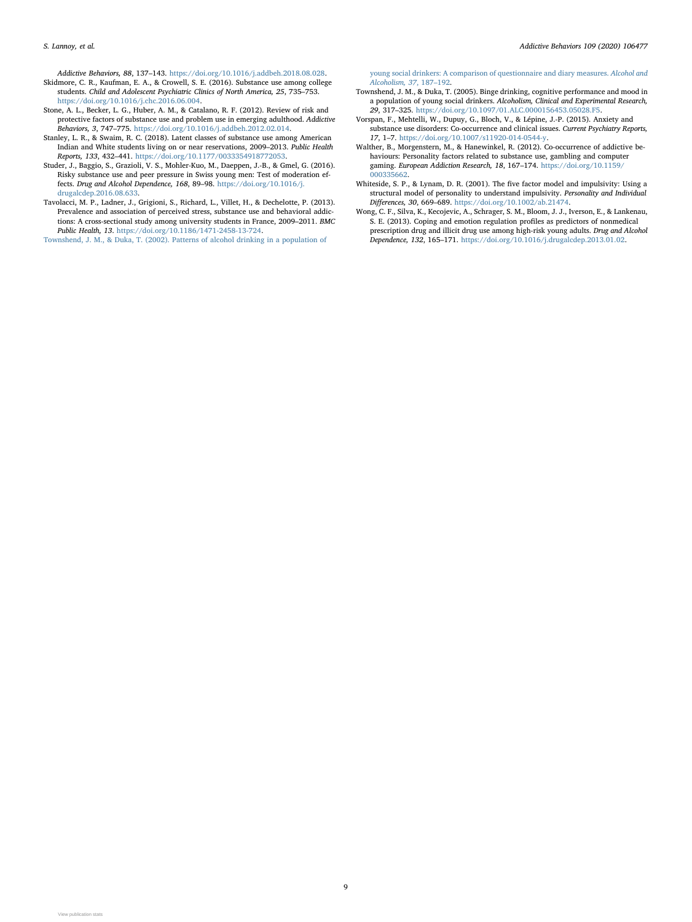*Addictive Behaviors, 88*, 137–143. https://doi.org/10.1016/j.addbeh.2018.08.028.

Skidmore, C. R., Kaufman, E. A., & Crowell, S. E. (2016). Substance use among college students. *Child and Adolescent Psychiatric Clinics of North America, 25*, 735–753. https://doi.org/10.1016/j.chc.2016.06.004.

Stone, A. L., Becker, L. G., Huber, A. M., & Catalano, R. F. (2012). Review of risk and protective factors of substance use and problem use in emerging adulthood. *Addictive Behaviors, 3*, 747–775. https://doi.org/10.1016/j.addbeh.2012.02.014.

Stanley, L. R., & Swaim, R. C. (2018). Latent classes of substance use among American Indian and White students living on or near reservations, 2009–2013. *Public Health Reports, 133*, 432–441. https://doi.org/10.1177/0033354918772053.

Studer, J., Baggio, S., Grazioli, V. S., Mohler-Kuo, M., Daeppen, J.-B., & Gmel, G. (2016). Risky substance use and peer pressure in Swiss young men: Test of moderation effects. *Drug and Alcohol Dependence, 168*, 89–98. https://doi.org/10.1016/j.drugalcdep.2016.08.633.

Tavolacci, M. P., Ladner, J., Grigioni, S., Richard, L., Villet, H., & Dechelotte, P. (2013). Prevalence and association of perceived stress, substance use and behavioral addictions: A cross-sectional study among university students in France, 2009–2011. *BMC Public Health, 13*. https://doi.org/10.1186/1471-2458-13-724.

Townshend, J. M., & Duka, T. (2002). Patterns of alcohol drinking in a population of young social drinkers: A comparison of questionnaire and diary measures. *Alcohol and Alcoholism, 37*, 187–192.

Townshend, J. M., & Duka, T. (2005). Binge drinking, cognitive performance and mood in a population of young social drinkers. *Alcoholism, Clinical and Experimental Research, 29*, 317–325. https://doi.org/10.1097/01.ALC.0000156453.05028.F5.

Vorspan, F., Mehtelli, W., Dupuy, G., Bloch, V., & Lépine, J.-P. (2015). Anxiety and substance use disorders: Co-occurrence and clinical issues. *Current Psychiatry Reports, 17*, 1–7. https://doi.org/10.1007/s11920-014-0544-y.

Walther, B., Morgenstern, M., & Hanewinkel, R. (2012). Co-occurrence of addictive behaviours: Personality factors related to substance use, gambling and computer gaming. *European Addiction Research, 18*, 167–174. https://doi.org/10.1159/000335662.

Whiteside, S. P., & Lynam, D. R. (2001). The five factor model and impulsivity: Using a structural model of personality to understand impulsivity. *Personality and Individual Differences, 30*, 669–689. https://doi.org/10.1002/ab.21474.

Wong, C. F., Silva, K., Kecojevic, A., Schrager, S. M., Bloom, J. J., Iverson, E., & Lankenau, S. E. (2013). Coping and emotion regulation profiles as predictors of nonmedical prescription drug and illicit drug use among high-risk young adults. *Drug and Alcohol Dependence, 132*, 165–171. https://doi.org/10.1016/j.drugalcdep.2013.01.02.